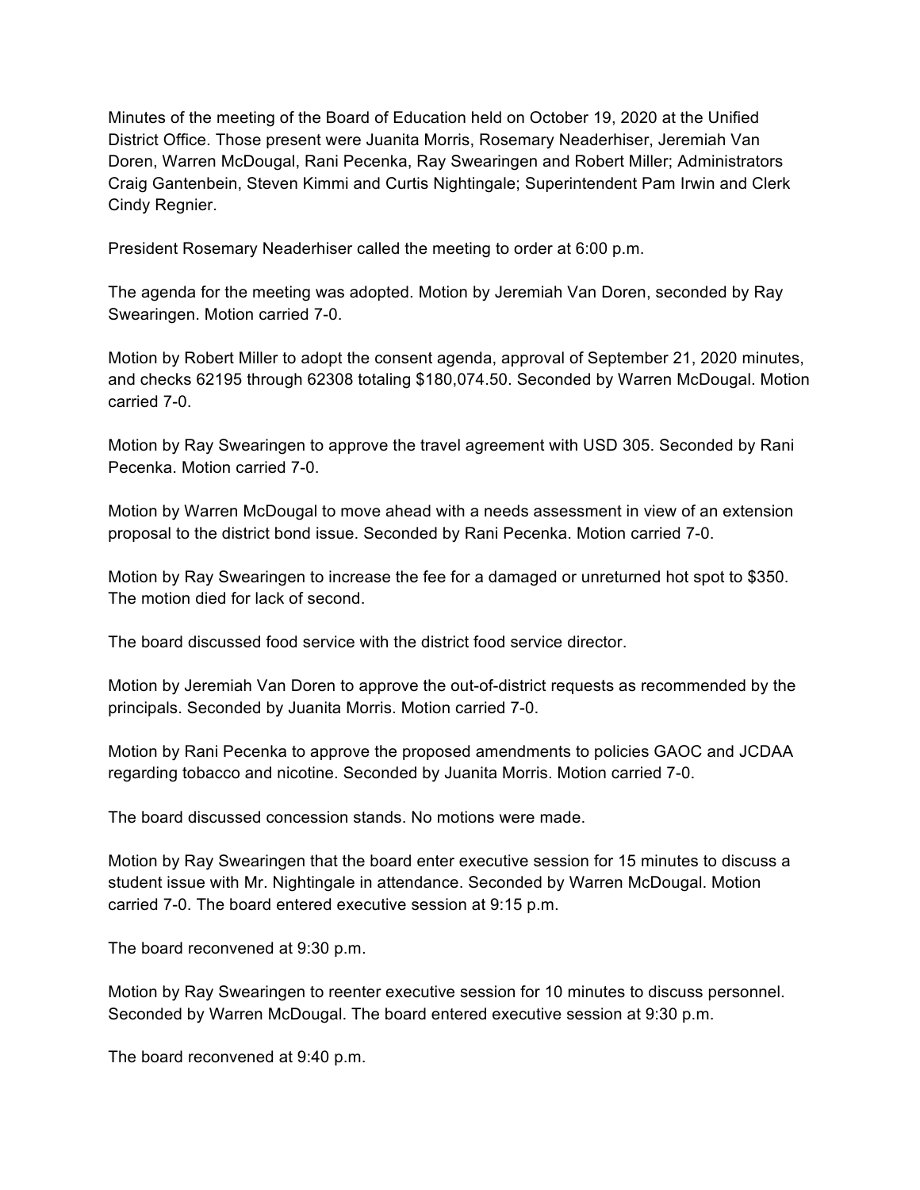Minutes of the meeting of the Board of Education held on October 19, 2020 at the Unified District Office. Those present were Juanita Morris, Rosemary Neaderhiser, Jeremiah Van Doren, Warren McDougal, Rani Pecenka, Ray Swearingen and Robert Miller; Administrators Craig Gantenbein, Steven Kimmi and Curtis Nightingale; Superintendent Pam Irwin and Clerk Cindy Regnier.

President Rosemary Neaderhiser called the meeting to order at 6:00 p.m.

The agenda for the meeting was adopted. Motion by Jeremiah Van Doren, seconded by Ray Swearingen. Motion carried 7-0.

Motion by Robert Miller to adopt the consent agenda, approval of September 21, 2020 minutes, and checks 62195 through 62308 totaling $180,074.50. Seconded by Warren McDougal. Motion carried 7-0.

Motion by Ray Swearingen to approve the travel agreement with USD 305. Seconded by Rani Pecenka. Motion carried 7-0.

Motion by Warren McDougal to move ahead with a needs assessment in view of an extension proposal to the district bond issue. Seconded by Rani Pecenka. Motion carried 7-0.

Motion by Ray Swearingen to increase the fee for a damaged or unreturned hot spot to $350. The motion died for lack of second.

The board discussed food service with the district food service director.

Motion by Jeremiah Van Doren to approve the out-of-district requests as recommended by the principals. Seconded by Juanita Morris. Motion carried 7-0.

Motion by Rani Pecenka to approve the proposed amendments to policies GAOC and JCDAA regarding tobacco and nicotine. Seconded by Juanita Morris. Motion carried 7-0.

The board discussed concession stands. No motions were made.

Motion by Ray Swearingen that the board enter executive session for 15 minutes to discuss a student issue with Mr. Nightingale in attendance. Seconded by Warren McDougal. Motion carried 7-0. The board entered executive session at 9:15 p.m.

The board reconvened at 9:30 p.m.

Motion by Ray Swearingen to reenter executive session for 10 minutes to discuss personnel. Seconded by Warren McDougal. The board entered executive session at 9:30 p.m.

The board reconvened at 9:40 p.m.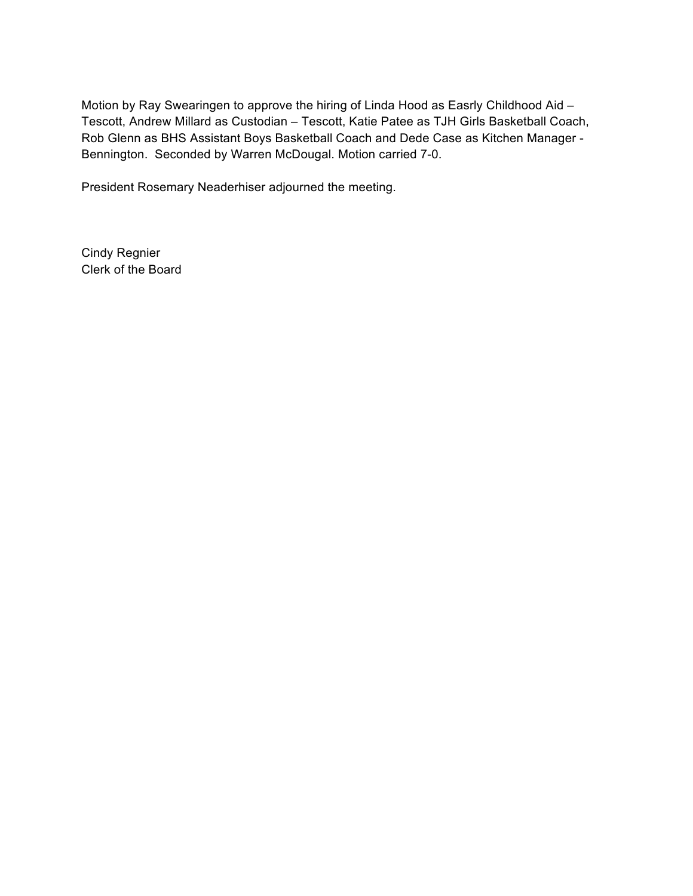Motion by Ray Swearingen to approve the hiring of Linda Hood as Easrly Childhood Aid – Tescott, Andrew Millard as Custodian – Tescott, Katie Patee as TJH Girls Basketball Coach, Rob Glenn as BHS Assistant Boys Basketball Coach and Dede Case as Kitchen Manager - Bennington. Seconded by Warren McDougal. Motion carried 7-0.

President Rosemary Neaderhiser adjourned the meeting.

Cindy Regnier
Clerk of the Board